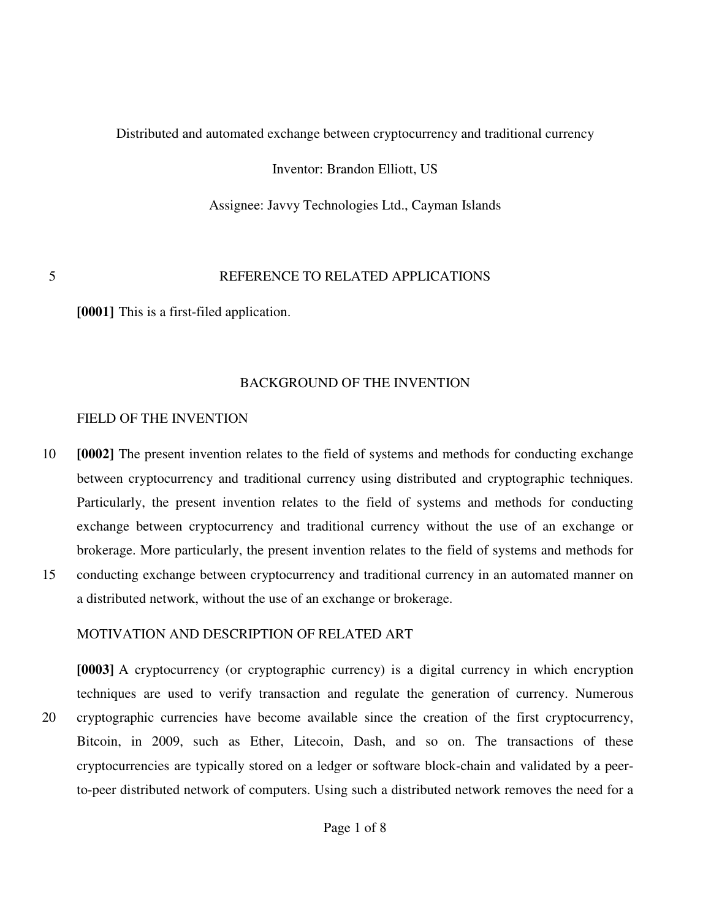Distributed and automated exchange between cryptocurrency and traditional currency

Inventor: Brandon Elliott, US

Assignee: Javvy Technologies Ltd., Cayman Islands

## REFERENCE TO RELATED APPLICATIONS

**[0001]** This is a first-filed application.

## BACKGROUND OF THE INVENTION

### FIELD OF THE INVENTION

**[0002]** The present invention relates to the field of systems and methods for conducting exchange between cryptocurrency and traditional currency using distributed and cryptographic techniques. Particularly, the present invention relates to the field of systems and methods for conducting exchange between cryptocurrency and traditional currency without the use of an exchange or brokerage. More particularly, the present invention relates to the field of systems and methods for conducting exchange between cryptocurrency and traditional currency in an automated manner on a distributed network, without the use of an exchange or brokerage.

### MOTIVATION AND DESCRIPTION OF RELATED ART

**[0003]** A cryptocurrency (or cryptographic currency) is a digital currency in which encryption techniques are used to verify transaction and regulate the generation of currency. Numerous cryptographic currencies have become available since the creation of the first cryptocurrency, Bitcoin, in 2009, such as Ether, Litecoin, Dash, and so on. The transactions of these cryptocurrencies are typically stored on a ledger or software block-chain and validated by a peer-to-peer distributed network of computers. Using such a distributed network removes the need for a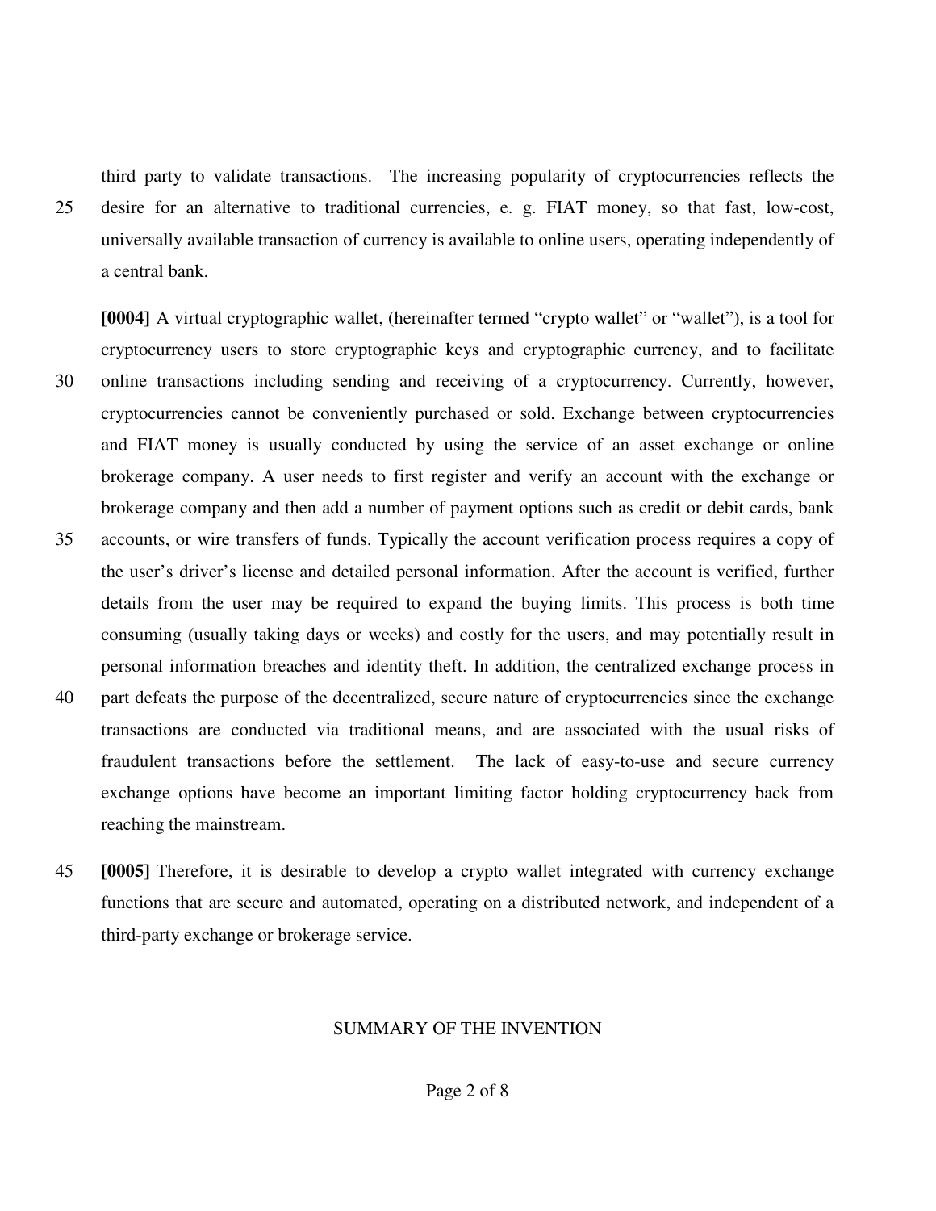third party to validate transactions. The increasing popularity of cryptocurrencies reflects the desire for an alternative to traditional currencies, e. g. FIAT money, so that fast, low-cost, universally available transaction of currency is available to online users, operating independently of a central bank.

**[0004]** A virtual cryptographic wallet, (hereinafter termed "crypto wallet" or "wallet"), is a tool for cryptocurrency users to store cryptographic keys and cryptographic currency, and to facilitate online transactions including sending and receiving of a cryptocurrency. Currently, however, cryptocurrencies cannot be conveniently purchased or sold. Exchange between cryptocurrencies and FIAT money is usually conducted by using the service of an asset exchange or online brokerage company. A user needs to first register and verify an account with the exchange or brokerage company and then add a number of payment options such as credit or debit cards, bank accounts, or wire transfers of funds. Typically the account verification process requires a copy of the user's driver's license and detailed personal information. After the account is verified, further details from the user may be required to expand the buying limits. This process is both time consuming (usually taking days or weeks) and costly for the users, and may potentially result in personal information breaches and identity theft. In addition, the centralized exchange process in part defeats the purpose of the decentralized, secure nature of cryptocurrencies since the exchange transactions are conducted via traditional means, and are associated with the usual risks of fraudulent transactions before the settlement. The lack of easy-to-use and secure currency exchange options have become an important limiting factor holding cryptocurrency back from reaching the mainstream.

**[0005]** Therefore, it is desirable to develop a crypto wallet integrated with currency exchange functions that are secure and automated, operating on a distributed network, and independent of a third-party exchange or brokerage service.

## SUMMARY OF THE INVENTION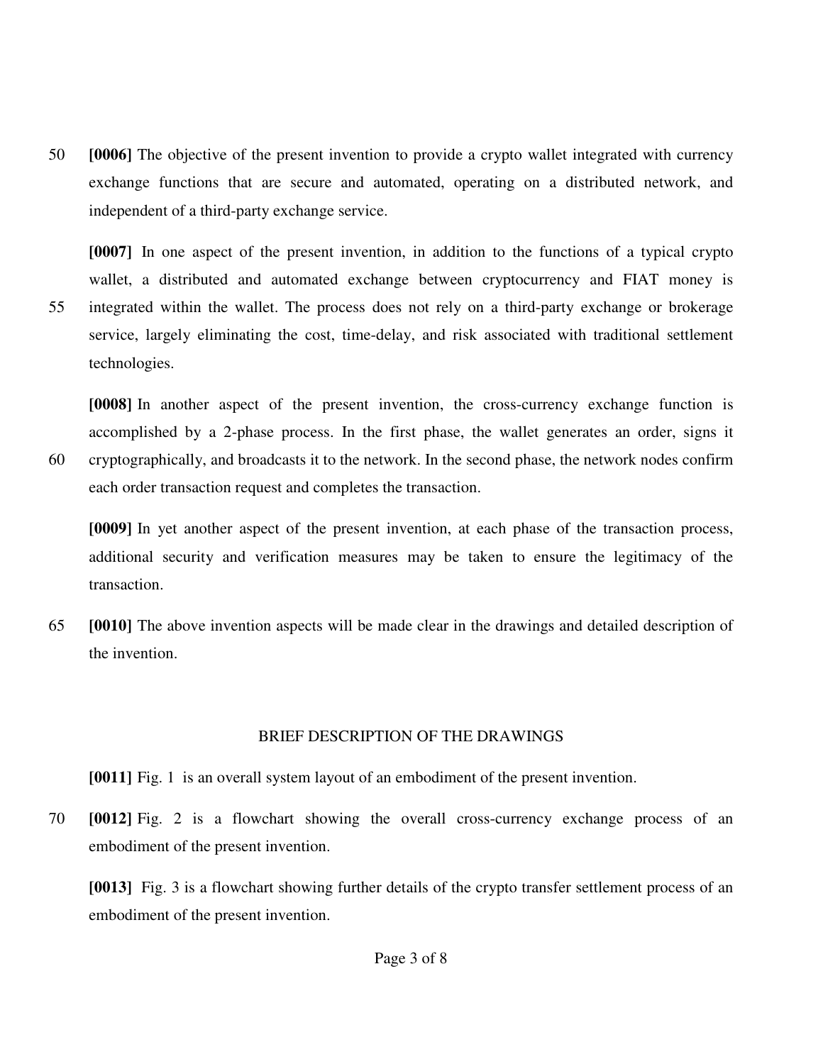**[0006]** The objective of the present invention to provide a crypto wallet integrated with currency exchange functions that are secure and automated, operating on a distributed network, and independent of a third-party exchange service.

**[0007]** In one aspect of the present invention, in addition to the functions of a typical crypto wallet, a distributed and automated exchange between cryptocurrency and FIAT money is integrated within the wallet. The process does not rely on a third-party exchange or brokerage service, largely eliminating the cost, time-delay, and risk associated with traditional settlement technologies.

**[0008]** In another aspect of the present invention, the cross-currency exchange function is accomplished by a 2-phase process. In the first phase, the wallet generates an order, signs it cryptographically, and broadcasts it to the network. In the second phase, the network nodes confirm each order transaction request and completes the transaction.

**[0009]** In yet another aspect of the present invention, at each phase of the transaction process, additional security and verification measures may be taken to ensure the legitimacy of the transaction.

**[0010]** The above invention aspects will be made clear in the drawings and detailed description of the invention.

## BRIEF DESCRIPTION OF THE DRAWINGS

**[0011]** Fig. 1 is an overall system layout of an embodiment of the present invention.

**[0012]** Fig. 2 is a flowchart showing the overall cross-currency exchange process of an embodiment of the present invention.

**[0013]** Fig. 3 is a flowchart showing further details of the crypto transfer settlement process of an embodiment of the present invention.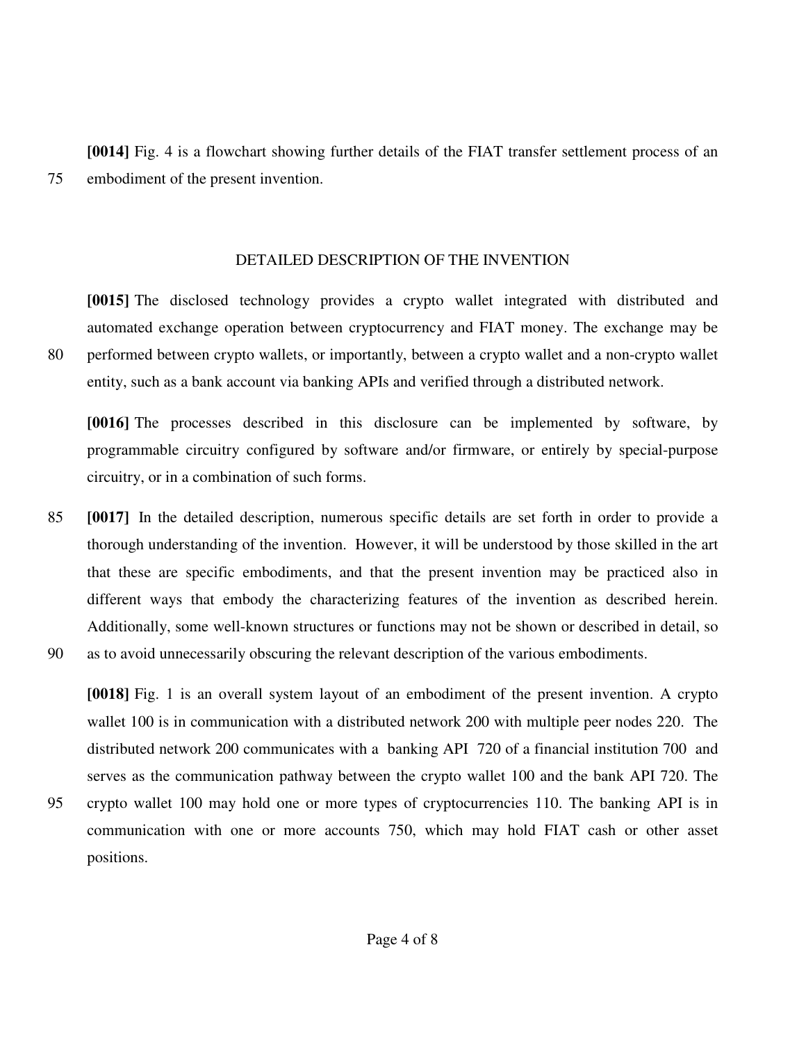**[0014]** Fig. 4 is a flowchart showing further details of the FIAT transfer settlement process of an embodiment of the present invention.

## DETAILED DESCRIPTION OF THE INVENTION

**[0015]** The disclosed technology provides a crypto wallet integrated with distributed and automated exchange operation between cryptocurrency and FIAT money. The exchange may be performed between crypto wallets, or importantly, between a crypto wallet and a non-crypto wallet entity, such as a bank account via banking APIs and verified through a distributed network.

**[0016]** The processes described in this disclosure can be implemented by software, by programmable circuitry configured by software and/or firmware, or entirely by special-purpose circuitry, or in a combination of such forms.

**[0017]** In the detailed description, numerous specific details are set forth in order to provide a thorough understanding of the invention. However, it will be understood by those skilled in the art that these are specific embodiments, and that the present invention may be practiced also in different ways that embody the characterizing features of the invention as described herein. Additionally, some well-known structures or functions may not be shown or described in detail, so as to avoid unnecessarily obscuring the relevant description of the various embodiments.

**[0018]** Fig. 1 is an overall system layout of an embodiment of the present invention. A crypto wallet 100 is in communication with a distributed network 200 with multiple peer nodes 220. The distributed network 200 communicates with a banking API 720 of a financial institution 700 and serves as the communication pathway between the crypto wallet 100 and the bank API 720. The crypto wallet 100 may hold one or more types of cryptocurrencies 110. The banking API is in communication with one or more accounts 750, which may hold FIAT cash or other asset positions.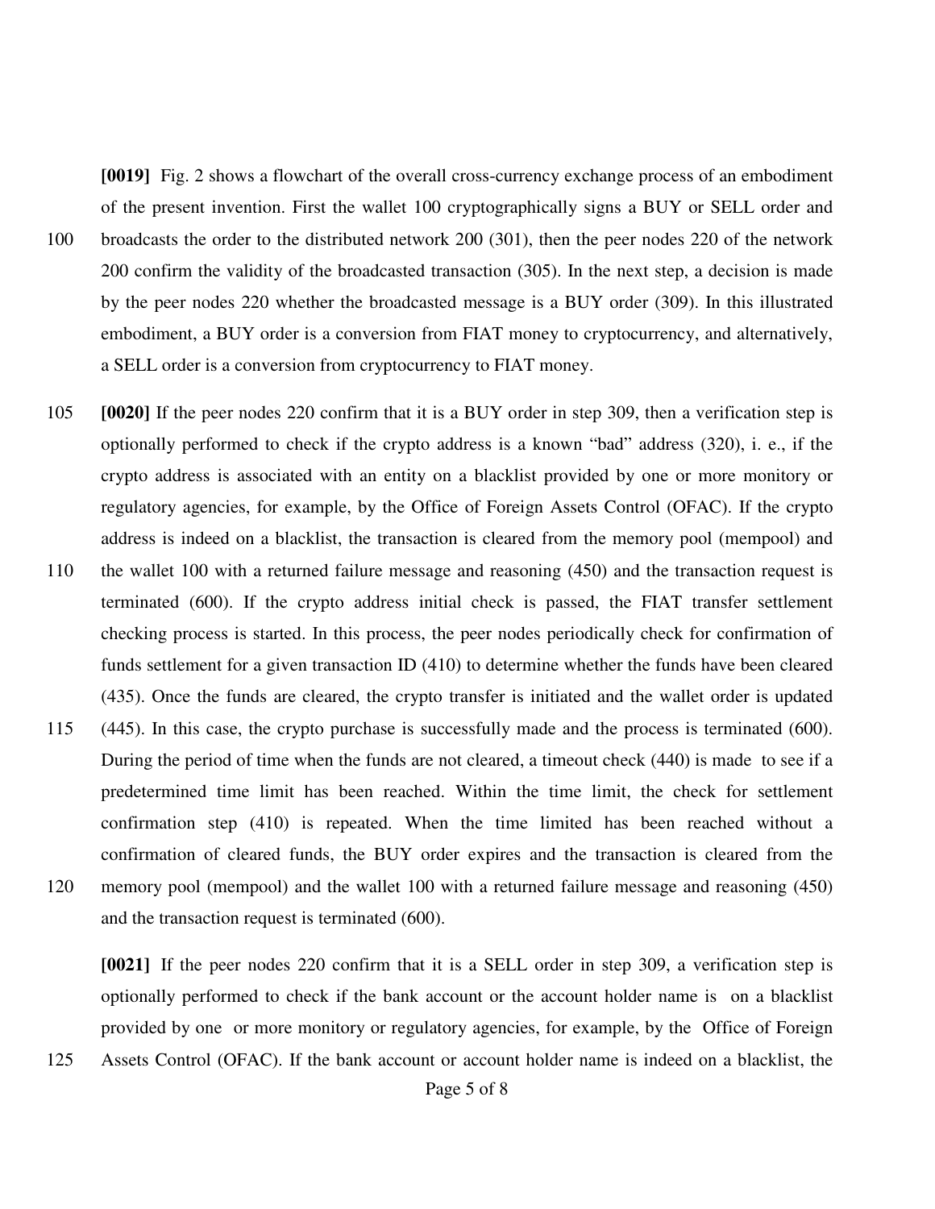**[0019]** Fig. 2 shows a flowchart of the overall cross-currency exchange process of an embodiment of the present invention. First the wallet 100 cryptographically signs a BUY or SELL order and broadcasts the order to the distributed network 200 (301), then the peer nodes 220 of the network 200 confirm the validity of the broadcasted transaction (305). In the next step, a decision is made by the peer nodes 220 whether the broadcasted message is a BUY order (309). In this illustrated embodiment, a BUY order is a conversion from FIAT money to cryptocurrency, and alternatively, a SELL order is a conversion from cryptocurrency to FIAT money.

**[0020]** If the peer nodes 220 confirm that it is a BUY order in step 309, then a verification step is optionally performed to check if the crypto address is a known "bad" address (320), i. e., if the crypto address is associated with an entity on a blacklist provided by one or more monitory or regulatory agencies, for example, by the Office of Foreign Assets Control (OFAC). If the crypto address is indeed on a blacklist, the transaction is cleared from the memory pool (mempool) and the wallet 100 with a returned failure message and reasoning (450) and the transaction request is terminated (600). If the crypto address initial check is passed, the FIAT transfer settlement checking process is started. In this process, the peer nodes periodically check for confirmation of funds settlement for a given transaction ID (410) to determine whether the funds have been cleared (435). Once the funds are cleared, the crypto transfer is initiated and the wallet order is updated (445). In this case, the crypto purchase is successfully made and the process is terminated (600). During the period of time when the funds are not cleared, a timeout check (440) is made to see if a predetermined time limit has been reached. Within the time limit, the check for settlement confirmation step (410) is repeated. When the time limited has been reached without a confirmation of cleared funds, the BUY order expires and the transaction is cleared from the memory pool (mempool) and the wallet 100 with a returned failure message and reasoning (450) and the transaction request is terminated (600).

**[0021]** If the peer nodes 220 confirm that it is a SELL order in step 309, a verification step is optionally performed to check if the bank account or the account holder name is on a blacklist provided by one or more monitory or regulatory agencies, for example, by the Office of Foreign Assets Control (OFAC). If the bank account or account holder name is indeed on a blacklist, the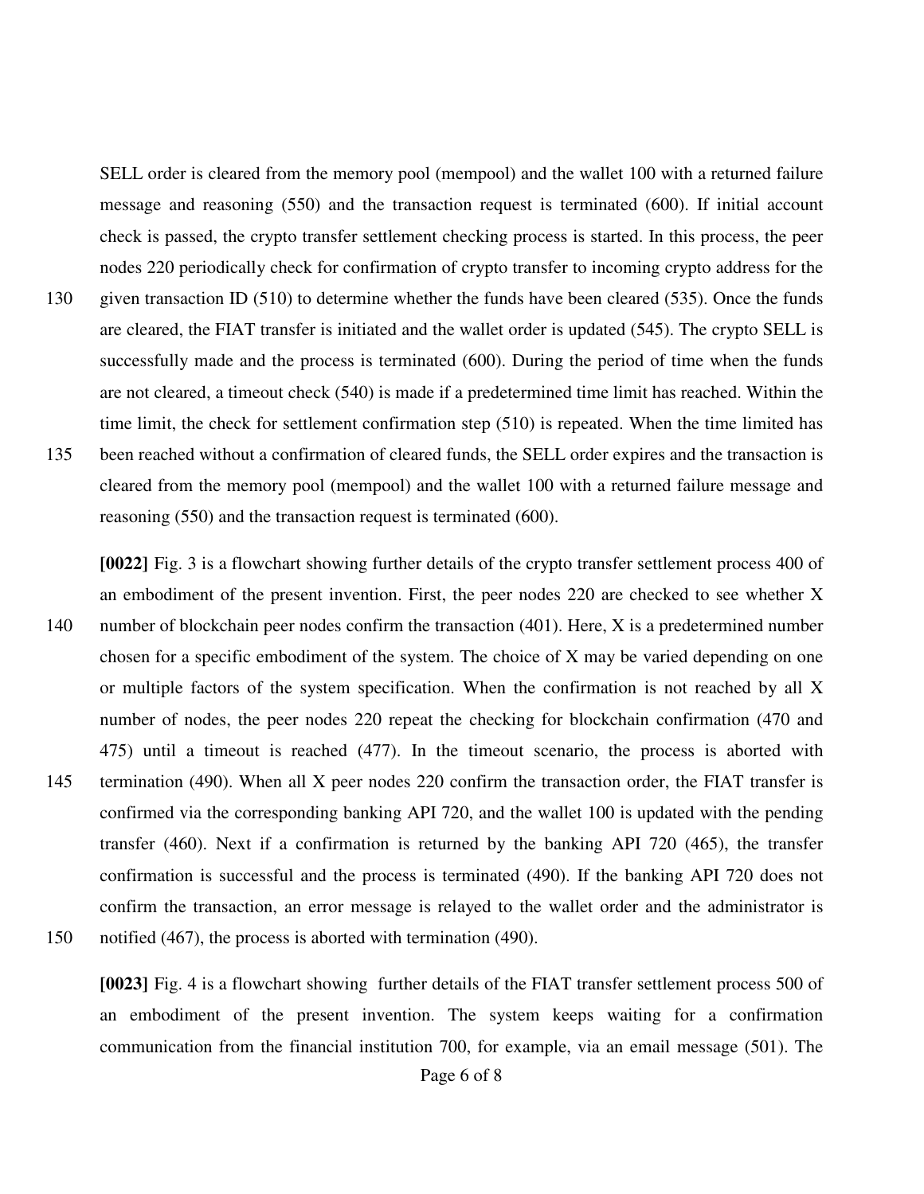SELL order is cleared from the memory pool (mempool) and the wallet 100 with a returned failure message and reasoning (550) and the transaction request is terminated (600). If initial account check is passed, the crypto transfer settlement checking process is started. In this process, the peer nodes 220 periodically check for confirmation of crypto transfer to incoming crypto address for the given transaction ID (510) to determine whether the funds have been cleared (535). Once the funds are cleared, the FIAT transfer is initiated and the wallet order is updated (545). The crypto SELL is successfully made and the process is terminated (600). During the period of time when the funds are not cleared, a timeout check (540) is made if a predetermined time limit has reached. Within the time limit, the check for settlement confirmation step (510) is repeated. When the time limited has been reached without a confirmation of cleared funds, the SELL order expires and the transaction is cleared from the memory pool (mempool) and the wallet 100 with a returned failure message and reasoning (550) and the transaction request is terminated (600).

**[0022]** Fig. 3 is a flowchart showing further details of the crypto transfer settlement process 400 of an embodiment of the present invention. First, the peer nodes 220 are checked to see whether X number of blockchain peer nodes confirm the transaction (401). Here, X is a predetermined number chosen for a specific embodiment of the system. The choice of X may be varied depending on one or multiple factors of the system specification. When the confirmation is not reached by all X number of nodes, the peer nodes 220 repeat the checking for blockchain confirmation (470 and 475) until a timeout is reached (477). In the timeout scenario, the process is aborted with termination (490). When all X peer nodes 220 confirm the transaction order, the FIAT transfer is confirmed via the corresponding banking API 720, and the wallet 100 is updated with the pending transfer (460). Next if a confirmation is returned by the banking API 720 (465), the transfer confirmation is successful and the process is terminated (490). If the banking API 720 does not confirm the transaction, an error message is relayed to the wallet order and the administrator is notified (467), the process is aborted with termination (490).

**[0023]** Fig. 4 is a flowchart showing further details of the FIAT transfer settlement process 500 of an embodiment of the present invention. The system keeps waiting for a confirmation communication from the financial institution 700, for example, via an email message (501). The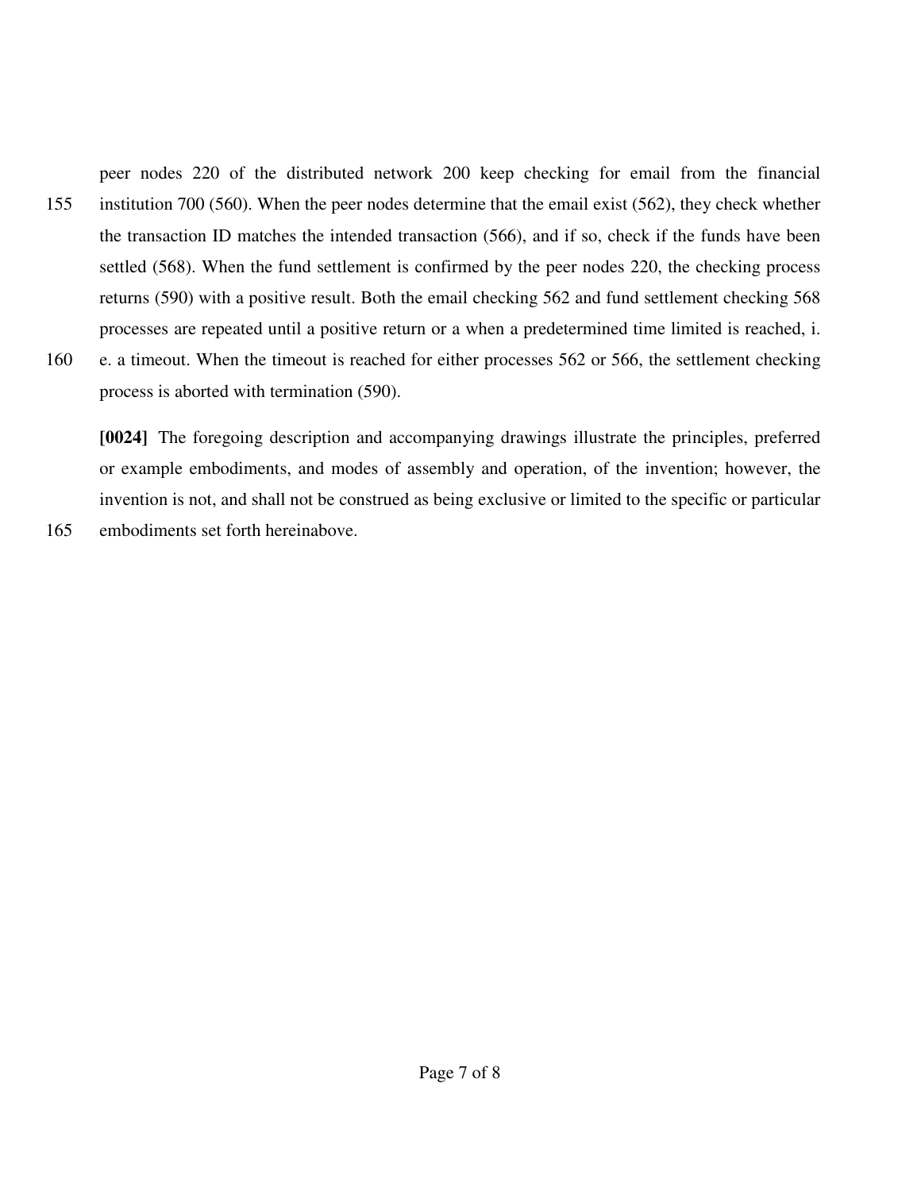peer nodes 220 of the distributed network 200 keep checking for email from the financial institution 700 (560). When the peer nodes determine that the email exist (562), they check whether the transaction ID matches the intended transaction (566), and if so, check if the funds have been settled (568). When the fund settlement is confirmed by the peer nodes 220, the checking process returns (590) with a positive result. Both the email checking 562 and fund settlement checking 568 processes are repeated until a positive return or a when a predetermined time limited is reached, i. e. a timeout. When the timeout is reached for either processes 562 or 566, the settlement checking process is aborted with termination (590).

**[0024]** The foregoing description and accompanying drawings illustrate the principles, preferred or example embodiments, and modes of assembly and operation, of the invention; however, the invention is not, and shall not be construed as being exclusive or limited to the specific or particular embodiments set forth hereinabove.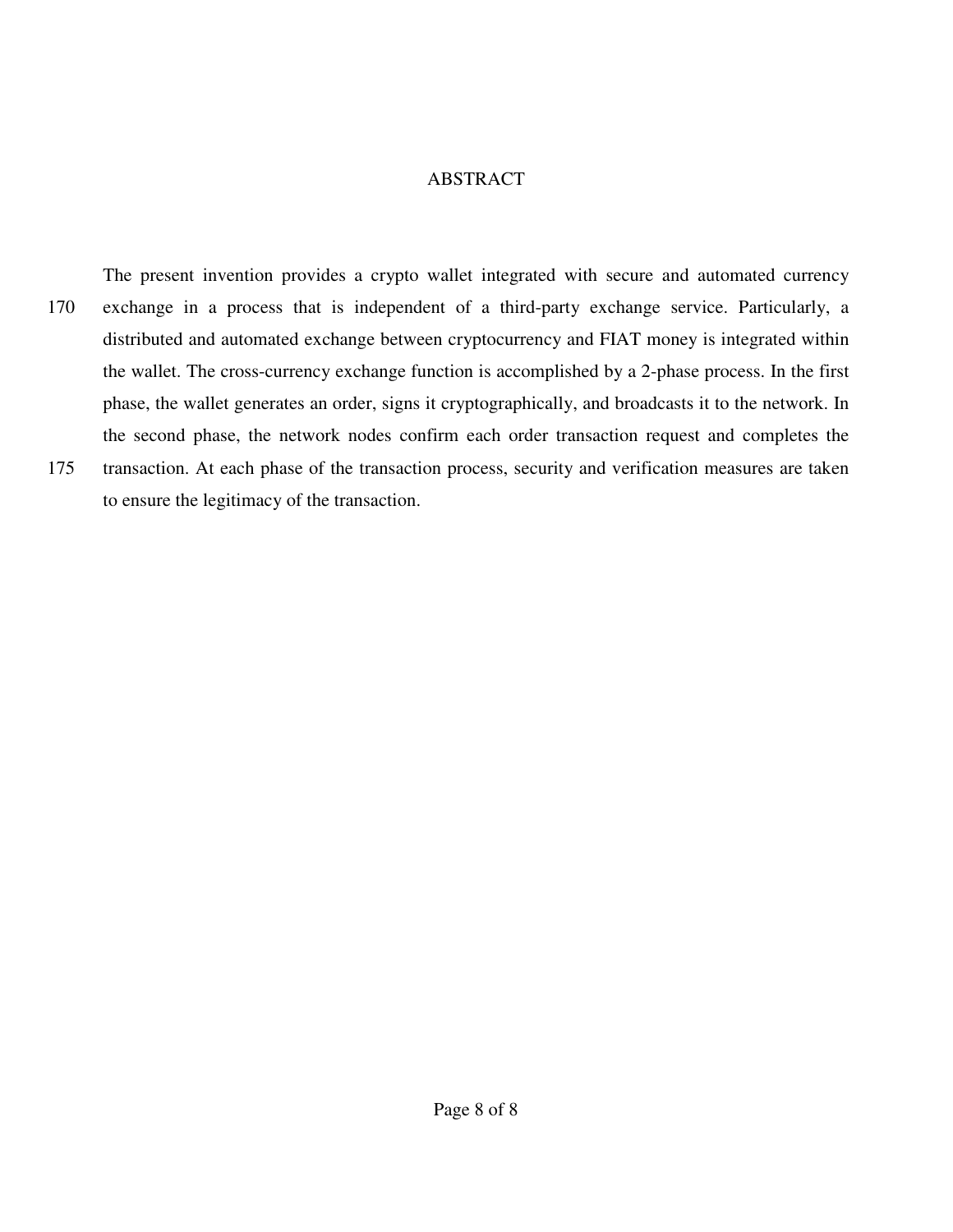# ABSTRACT

The present invention provides a crypto wallet integrated with secure and automated currency exchange in a process that is independent of a third-party exchange service. Particularly, a distributed and automated exchange between cryptocurrency and FIAT money is integrated within the wallet. The cross-currency exchange function is accomplished by a 2-phase process. In the first phase, the wallet generates an order, signs it cryptographically, and broadcasts it to the network. In the second phase, the network nodes confirm each order transaction request and completes the transaction. At each phase of the transaction process, security and verification measures are taken to ensure the legitimacy of the transaction.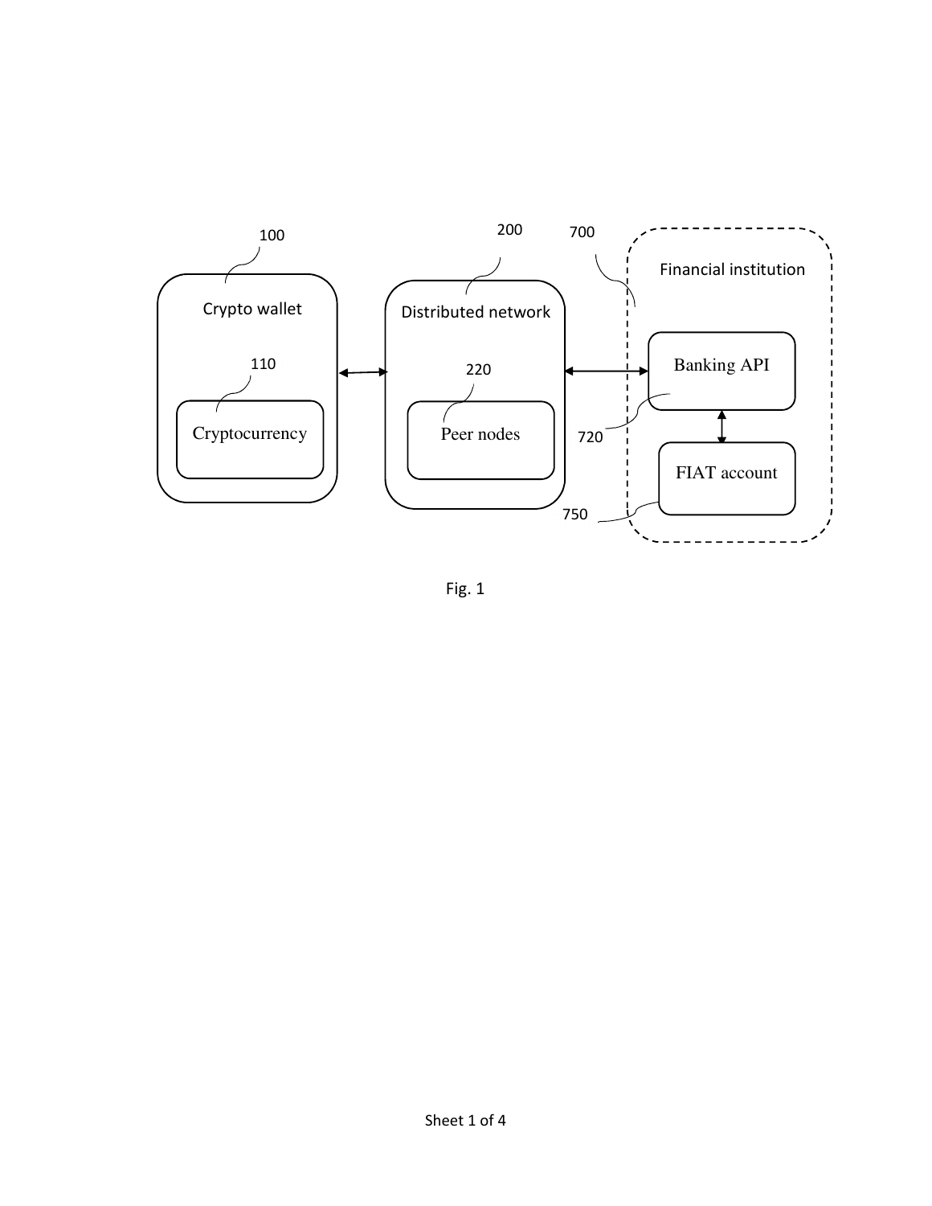100

Crypto wallet

110

Cryptocurrency

200

Distributed network

220

Peer nodes

700

Financial institution

Banking API

720

FIAT account

750

Fig. 1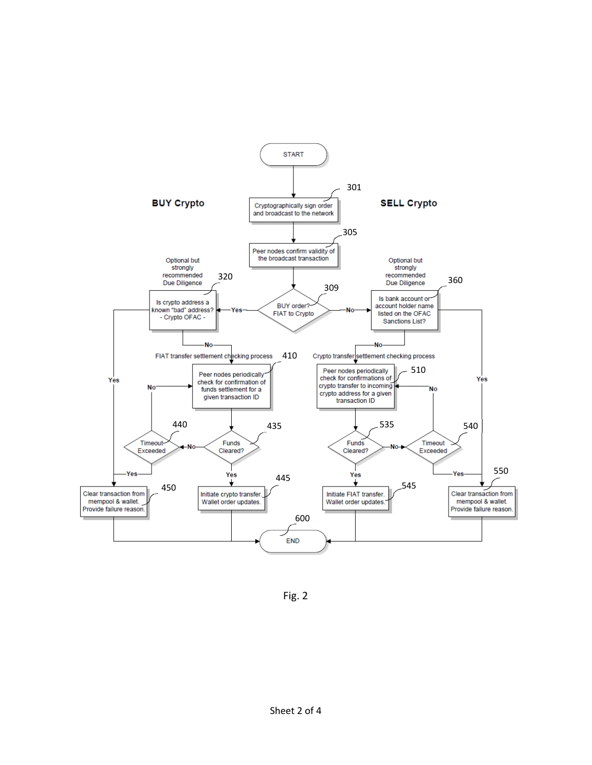BUY Crypto

SELL Crypto

START

301 Cryptographically sign order and broadcast to the network

305 Peer nodes confirm validity of the broadcast transaction

309 BUY order? FIAT to Crypto

Optional but strongly recommended Due Diligence

320 Is crypto address a known "bad" address? - Crypto OFAC -

Optional but strongly recommended Due Diligence

360 Is bank account or account holder name listed on the OFAC Sanctions List?

FIAT transfer settlement checking process

410 Peer nodes periodically check for confirmation of funds settlement for a given transaction ID

435 Funds Cleared?

440 Timeout Exceeded

445 Initiate crypto transfer. Wallet order updates.

450 Clear transaction from mempool & wallet. Provide failure reason.

Crypto transfer settlement checking process

510 Peer nodes periodically check for confirmations of crypto transfer to incoming crypto address for a given transaction ID

535 Funds Cleared?

540 Timeout Exceeded

545 Initiate FIAT transfer. Wallet order updates.

550 Clear transaction from mempool & wallet. Provide failure reason.

600 END

Fig. 2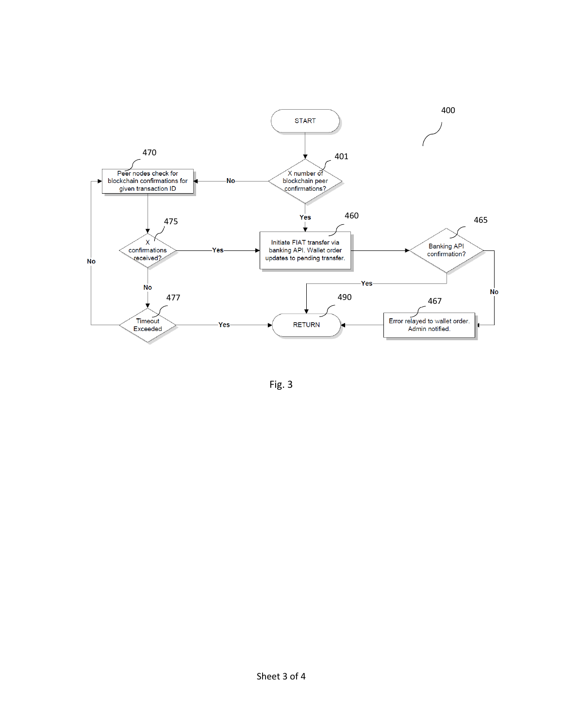400

START

401 — X number of blockchain peer confirmations?

470 — Peer nodes check for blockchain confirmations for given transaction ID

475 — X confirmations received?

477 — Timeout Exceeded

460 — Initiate FIAT transfer via banking API. Wallet order updates to pending transfer.

465 — Banking API confirmation?

467 — Error relayed to wallet order. Admin notified.

490 — RETURN

Yes

No

Fig. 3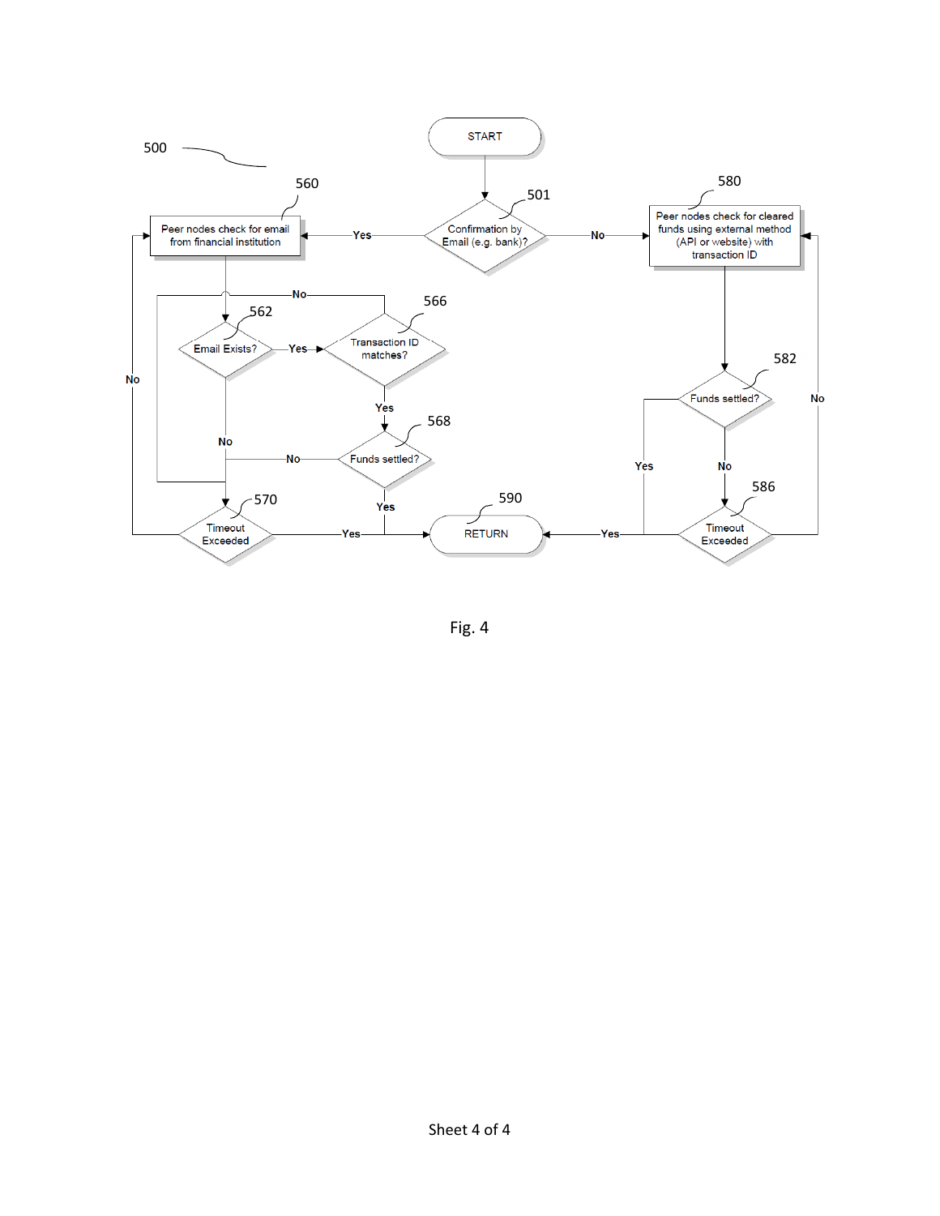500

START

501 Confirmation by Email (e.g. bank)?

Yes

No

560 Peer nodes check for email from financial institution

580 Peer nodes check for cleared funds using external method (API or website) with transaction ID

562 Email Exists?

Yes

No

566 Transaction ID matches?

No

Yes

568 Funds settled?

No

Yes

570 Timeout Exceeded

Yes

No

590 RETURN

582 Funds settled?

Yes

No

586 Timeout Exceeded

Yes

No

Fig. 4